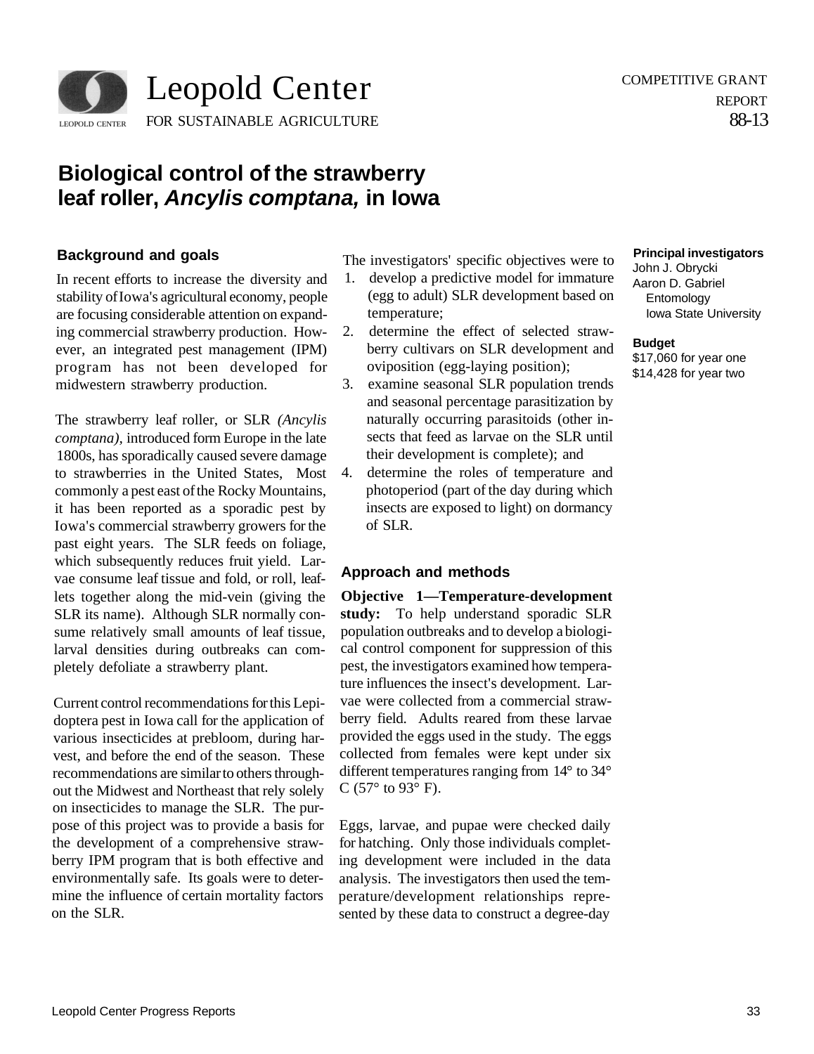Leopold Center FOR SUSTAINABLE AGRICULTURE

COMPETITIVE GRANT REPORT 88-13

# Biological control of the strawberry leaf roller, *Ancylis comptana,* in Iowa

**Principal investigators**
John J. Obrycki
Aaron D. Gabriel
Entomology
Iowa State University

**Budget**
$17,060 for year one
$14,428 for year two

## Background and goals

In recent efforts to increase the diversity and stability of Iowa's agricultural economy, people are focusing considerable attention on expanding commercial strawberry production. However, an integrated pest management (IPM) program has not been developed for midwestern strawberry production.

The strawberry leaf roller, or SLR *(Ancylis comptana),* introduced form Europe in the late 1800s, has sporadically caused severe damage to strawberries in the United States, Most commonly a pest east of the Rocky Mountains, it has been reported as a sporadic pest by Iowa's commercial strawberry growers for the past eight years. The SLR feeds on foliage, which subsequently reduces fruit yield. Larvae consume leaf tissue and fold, or roll, leaflets together along the mid-vein (giving the SLR its name). Although SLR normally consume relatively small amounts of leaf tissue, larval densities during outbreaks can completely defoliate a strawberry plant.

Current control recommendations for this Lepidoptera pest in Iowa call for the application of various insecticides at prebloom, during harvest, and before the end of the season. These recommendations are similar to others throughout the Midwest and Northeast that rely solely on insecticides to manage the SLR. The purpose of this project was to provide a basis for the development of a comprehensive strawberry IPM program that is both effective and environmentally safe. Its goals were to determine the influence of certain mortality factors on the SLR.

The investigators' specific objectives were to

1. develop a predictive model for immature (egg to adult) SLR development based on temperature;
2. determine the effect of selected strawberry cultivars on SLR development and oviposition (egg-laying position);
3. examine seasonal SLR population trends and seasonal percentage parasitization by naturally occurring parasitoids (other insects that feed as larvae on the SLR until their development is complete); and
4. determine the roles of temperature and photoperiod (part of the day during which insects are exposed to light) on dormancy of SLR.

## Approach and methods

**Objective 1—Temperature-development study:** To help understand sporadic SLR population outbreaks and to develop a biological control component for suppression of this pest, the investigators examined how temperature influences the insect's development. Larvae were collected from a commercial strawberry field. Adults reared from these larvae provided the eggs used in the study. The eggs collected from females were kept under six different temperatures ranging from 14° to 34° C (57° to 93° F).

Eggs, larvae, and pupae were checked daily for hatching. Only those individuals completing development were included in the data analysis. The investigators then used the temperature/development relationships represented by these data to construct a degree-day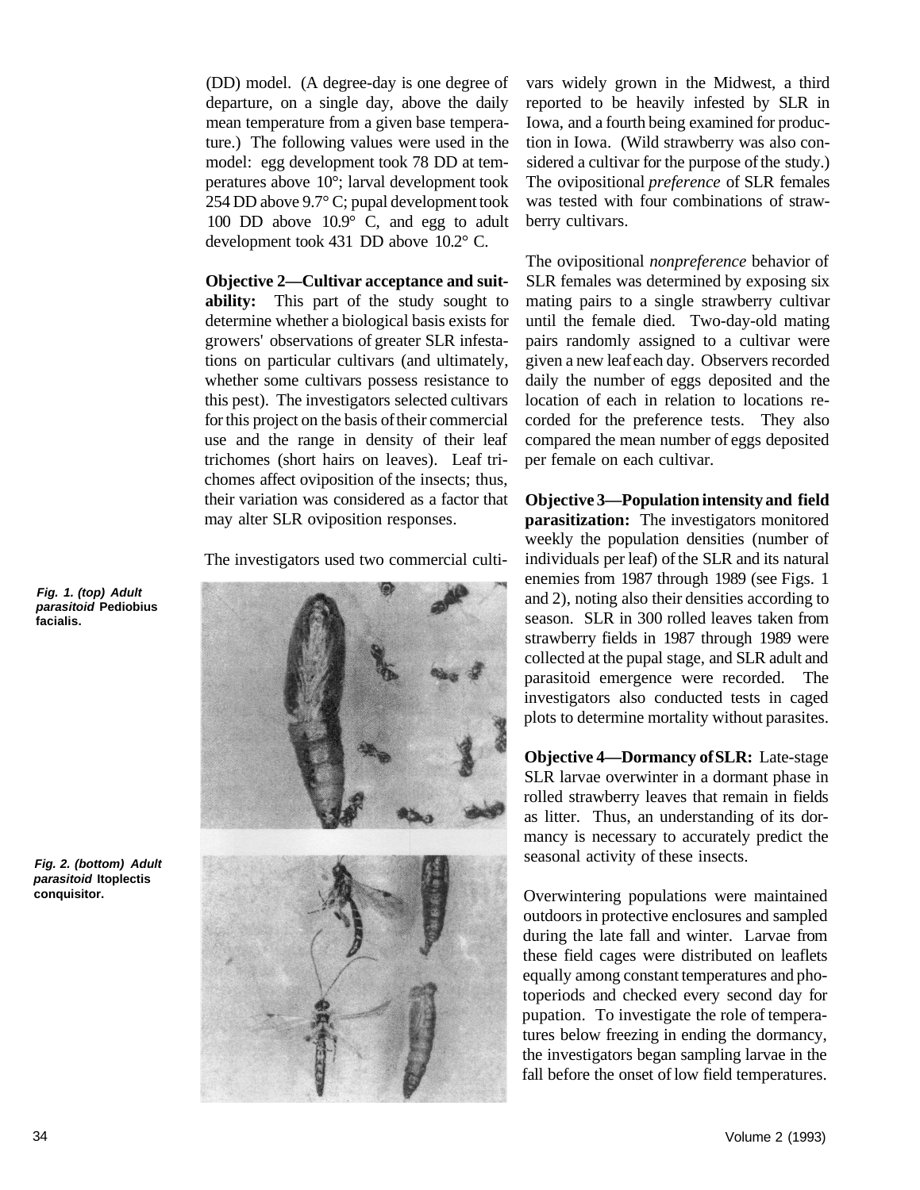(DD) model. (A degree-day is one degree of departure, on a single day, above the daily mean temperature from a given base temperature.) The following values were used in the model: egg development took 78 DD at temperatures above 10°; larval development took 254 DD above 9.7° C; pupal development took 100 DD above 10.9° C, and egg to adult development took 431 DD above 10.2° C.

**Objective 2—Cultivar acceptance and suitability:** This part of the study sought to determine whether a biological basis exists for growers' observations of greater SLR infestations on particular cultivars (and ultimately, whether some cultivars possess resistance to this pest). The investigators selected cultivars for this project on the basis of their commercial use and the range in density of their leaf trichomes (short hairs on leaves). Leaf trichomes affect oviposition of the insects; thus, their variation was considered as a factor that may alter SLR oviposition responses.

The investigators used two commercial cultivars widely grown in the Midwest, a third reported to be heavily infested by SLR in Iowa, and a fourth being examined for production in Iowa. (Wild strawberry was also considered a cultivar for the purpose of the study.) The ovipositional *preference* of SLR females was tested with four combinations of strawberry cultivars.

The ovipositional *nonpreference* behavior of SLR females was determined by exposing six mating pairs to a single strawberry cultivar until the female died. Two-day-old mating pairs randomly assigned to a cultivar were given a new leaf each day. Observers recorded daily the number of eggs deposited and the location of each in relation to locations recorded for the preference tests. They also compared the mean number of eggs deposited per female on each cultivar.

*Fig. 1. (top) Adult parasitoid* **Pediobius facialis.**

*Fig. 2. (bottom) Adult parasitoid* **Itoplectis conquisitor.**

**Objective 3—Population intensity and field parasitization:** The investigators monitored weekly the population densities (number of individuals per leaf) of the SLR and its natural enemies from 1987 through 1989 (see Figs. 1 and 2), noting also their densities according to season. SLR in 300 rolled leaves taken from strawberry fields in 1987 through 1989 were collected at the pupal stage, and SLR adult and parasitoid emergence were recorded. The investigators also conducted tests in caged plots to determine mortality without parasites.

**Objective 4—Dormancy of SLR:** Late-stage SLR larvae overwinter in a dormant phase in rolled strawberry leaves that remain in fields as litter. Thus, an understanding of its dormancy is necessary to accurately predict the seasonal activity of these insects.

Overwintering populations were maintained outdoors in protective enclosures and sampled during the late fall and winter. Larvae from these field cages were distributed on leaflets equally among constant temperatures and photoperiods and checked every second day for pupation. To investigate the role of temperatures below freezing in ending the dormancy, the investigators began sampling larvae in the fall before the onset of low field temperatures.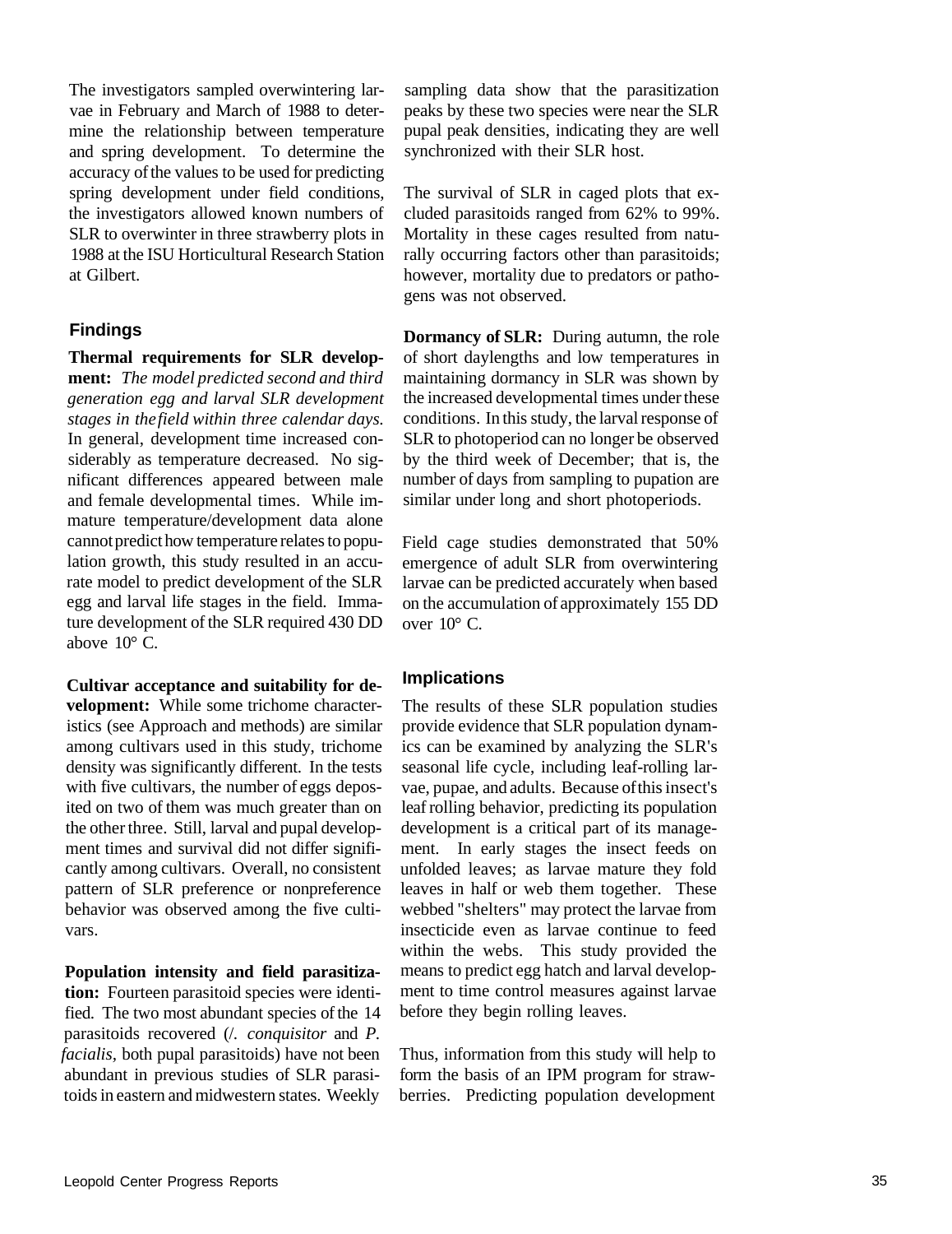The investigators sampled overwintering larvae in February and March of 1988 to determine the relationship between temperature and spring development. To determine the accuracy of the values to be used for predicting spring development under field conditions, the investigators allowed known numbers of SLR to overwinter in three strawberry plots in 1988 at the ISU Horticultural Research Station at Gilbert.

## Findings

**Thermal requirements for SLR development:** *The model predicted second and third generation egg and larval SLR development stages in the field within three calendar days.* In general, development time increased considerably as temperature decreased. No significant differences appeared between male and female developmental times. While immature temperature/development data alone cannot predict how temperature relates to population growth, this study resulted in an accurate model to predict development of the SLR egg and larval life stages in the field. Immature development of the SLR required 430 DD above 10° C.

**Cultivar acceptance and suitability for development:** While some trichome characteristics (see Approach and methods) are similar among cultivars used in this study, trichome density was significantly different. In the tests with five cultivars, the number of eggs deposited on two of them was much greater than on the other three. Still, larval and pupal development times and survival did not differ significantly among cultivars. Overall, no consistent pattern of SLR preference or nonpreference behavior was observed among the five cultivars.

**Population intensity and field parasitization:** Fourteen parasitoid species were identified. The two most abundant species of the 14 parasitoids recovered (/. *conquisitor* and *P. facialis*, both pupal parasitoids) have not been abundant in previous studies of SLR parasitoids in eastern and midwestern states. Weekly sampling data show that the parasitization peaks by these two species were near the SLR pupal peak densities, indicating they are well synchronized with their SLR host.

The survival of SLR in caged plots that excluded parasitoids ranged from 62% to 99%. Mortality in these cages resulted from naturally occurring factors other than parasitoids; however, mortality due to predators or pathogens was not observed.

**Dormancy of SLR:** During autumn, the role of short daylengths and low temperatures in maintaining dormancy in SLR was shown by the increased developmental times under these conditions. In this study, the larval response of SLR to photoperiod can no longer be observed by the third week of December; that is, the number of days from sampling to pupation are similar under long and short photoperiods.

Field cage studies demonstrated that 50% emergence of adult SLR from overwintering larvae can be predicted accurately when based on the accumulation of approximately 155 DD over 10° C.

## Implications

The results of these SLR population studies provide evidence that SLR population dynamics can be examined by analyzing the SLR's seasonal life cycle, including leaf-rolling larvae, pupae, and adults. Because of this insect's leaf rolling behavior, predicting its population development is a critical part of its management. In early stages the insect feeds on unfolded leaves; as larvae mature they fold leaves in half or web them together. These webbed "shelters" may protect the larvae from insecticide even as larvae continue to feed within the webs. This study provided the means to predict egg hatch and larval development to time control measures against larvae before they begin rolling leaves.

Thus, information from this study will help to form the basis of an IPM program for strawberries. Predicting population development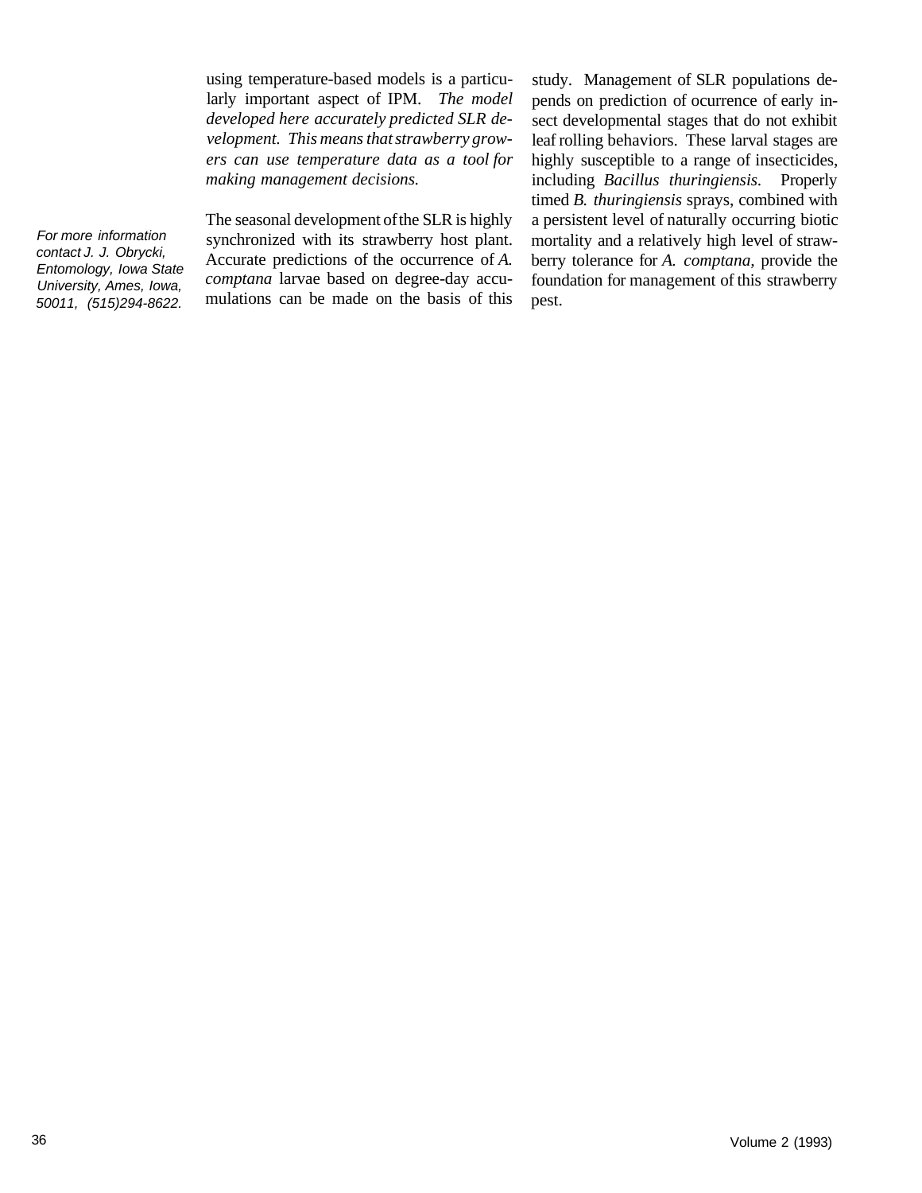using temperature-based models is a particularly important aspect of IPM. *The model developed here accurately predicted SLR development. This means that strawberry growers can use temperature data as a tool for making management decisions.*

*For more information contact J. J. Obrycki, Entomology, Iowa State University, Ames, Iowa, 50011, (515)294-8622.*

The seasonal development of the SLR is highly synchronized with its strawberry host plant. Accurate predictions of the occurrence of *A. comptana* larvae based on degree-day accumulations can be made on the basis of this study. Management of SLR populations depends on prediction of ocurrence of early insect developmental stages that do not exhibit leaf rolling behaviors. These larval stages are highly susceptible to a range of insecticides, including *Bacillus thuringiensis*. Properly timed *B. thuringiensis* sprays, combined with a persistent level of naturally occurring biotic mortality and a relatively high level of strawberry tolerance for *A. comptana*, provide the foundation for management of this strawberry pest.